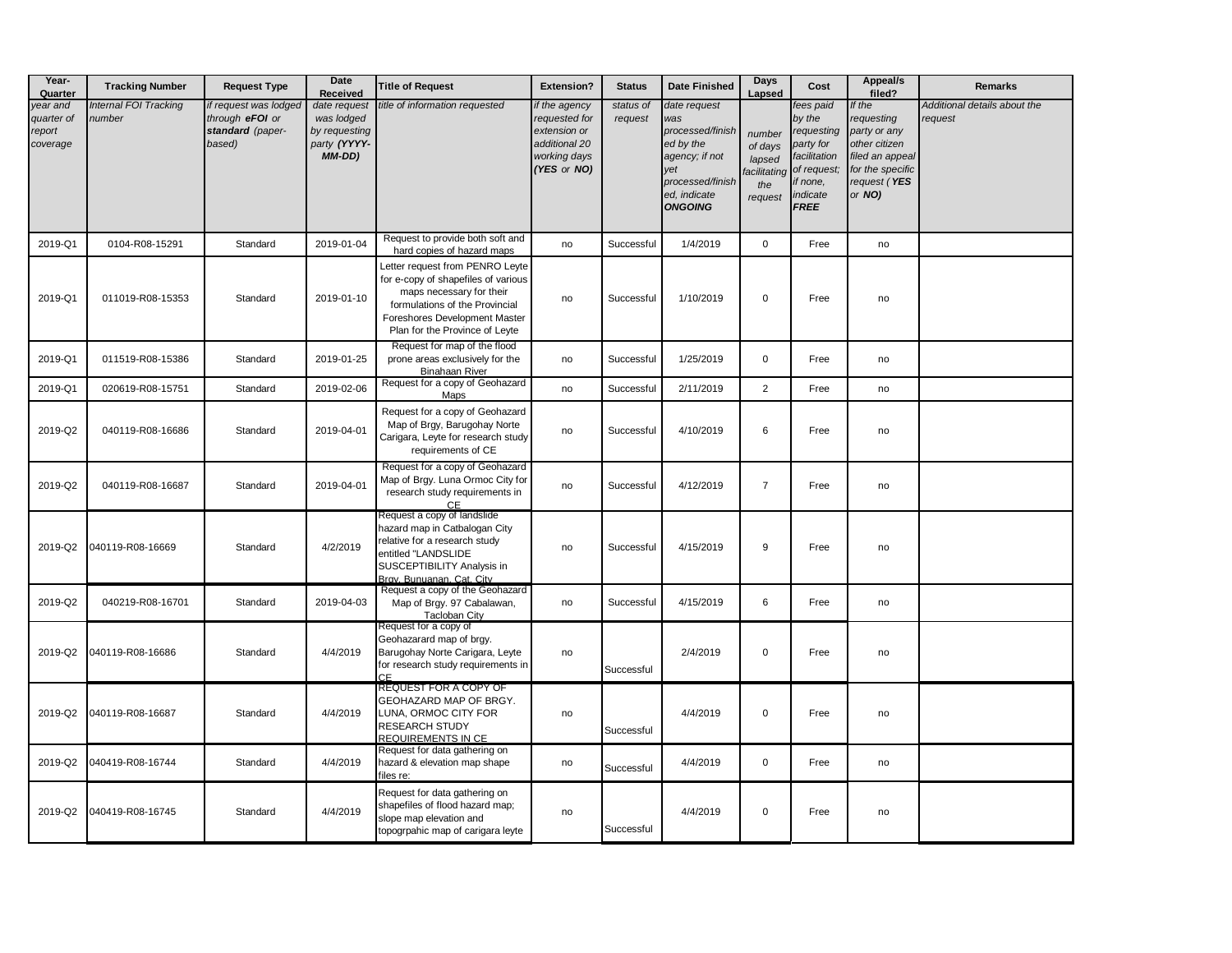| Year-Quarter | Tracking Number | Request Type | Date Received | Title of Request | Extension? | Status | Date Finished | Days Lapsed | Cost | Appeal/s filed? | Remarks |
|---|---|---|---|---|---|---|---|---|---|---|---|
| *year and quarter of report coverage* | *Internal FOI Tracking number* | *if request was lodged through **eFOI** or **standard** (paper-based)* | *date request was lodged by requesting party **(YYYY-MM-DD)*** | *title of information requested* | *if the agency requested for extension or additional 20 working days **(YES** or **NO)*** | *status of request* | *date request was processed/finished by the agency; if not yet processed/finished, indicate **ONGOING*** | *number of days lapsed facilitating the request* | *fees paid by the requesting party for facilitation of request; if none, indicate **FREE*** | *If the requesting party or any other citizen filed an appeal for the specific request (**YES** or **NO)*** | *Additional details about the request* |
| 2019-Q1 | 0104-R08-15291 | Standard | 2019-01-04 | Request to provide both soft and hard copies of hazard maps | no | Successful | 1/4/2019 | 0 | Free | no | |
| 2019-Q1 | 011019-R08-15353 | Standard | 2019-01-10 | Letter request from PENRO Leyte for e-copy of shapefiles of various maps necessary for their formulations of the Provincial Foreshores Development Master Plan for the Province of Leyte | no | Successful | 1/10/2019 | 0 | Free | no | |
| 2019-Q1 | 011519-R08-15386 | Standard | 2019-01-25 | Request for map of the flood prone areas exclusively for the Binahaan River | no | Successful | 1/25/2019 | 0 | Free | no | |
| 2019-Q1 | 020619-R08-15751 | Standard | 2019-02-06 | Request for a copy of Geohazard Maps | no | Successful | 2/11/2019 | 2 | Free | no | |
| 2019-Q2 | 040119-R08-16686 | Standard | 2019-04-01 | Request for a copy of Geohazard Map of Brgy, Barugohay Norte Carigara, Leyte for research study requirements of CE | no | Successful | 4/10/2019 | 6 | Free | no | |
| 2019-Q2 | 040119-R08-16687 | Standard | 2019-04-01 | Request for a copy of Geohazard Map of Brgy. Luna Ormoc City for research study requirements in CE | no | Successful | 4/12/2019 | 7 | Free | no | |
| 2019-Q2 | 040119-R08-16669 | Standard | 4/2/2019 | Request a copy of landslide hazard map in Catbalogan City relative for a research study entitled "LANDSLIDE SUSCEPTIBILITY Analysis in Brgy. Bunuanan, Cat. City | no | Successful | 4/15/2019 | 9 | Free | no | |
| 2019-Q2 | 040219-R08-16701 | Standard | 2019-04-03 | Request a copy of the Geohazard Map of Brgy. 97 Cabalawan, Tacloban City | no | Successful | 4/15/2019 | 6 | Free | no | |
| 2019-Q2 | 040119-R08-16686 | Standard | 4/4/2019 | Request for a copy of Geohazarard map of brgy. Barugohay Norte Carigara, Leyte for research study requirements in CE | no | Successful | 2/4/2019 | 0 | Free | no | |
| 2019-Q2 | 040119-R08-16687 | Standard | 4/4/2019 | REQUEST FOR A COPY OF GEOHAZARD MAP OF BRGY. LUNA, ORMOC CITY FOR RESEARCH STUDY REQUIREMENTS IN CE | no | Successful | 4/4/2019 | 0 | Free | no | |
| 2019-Q2 | 040419-R08-16744 | Standard | 4/4/2019 | Request for data gathering on hazard & elevation map shape files re: | no | Successful | 4/4/2019 | 0 | Free | no | |
| 2019-Q2 | 040419-R08-16745 | Standard | 4/4/2019 | Request for data gathering on shapefiles of flood hazard map; slope map elevation and topogrpahic map of carigara leyte | no | Successful | 4/4/2019 | 0 | Free | no | |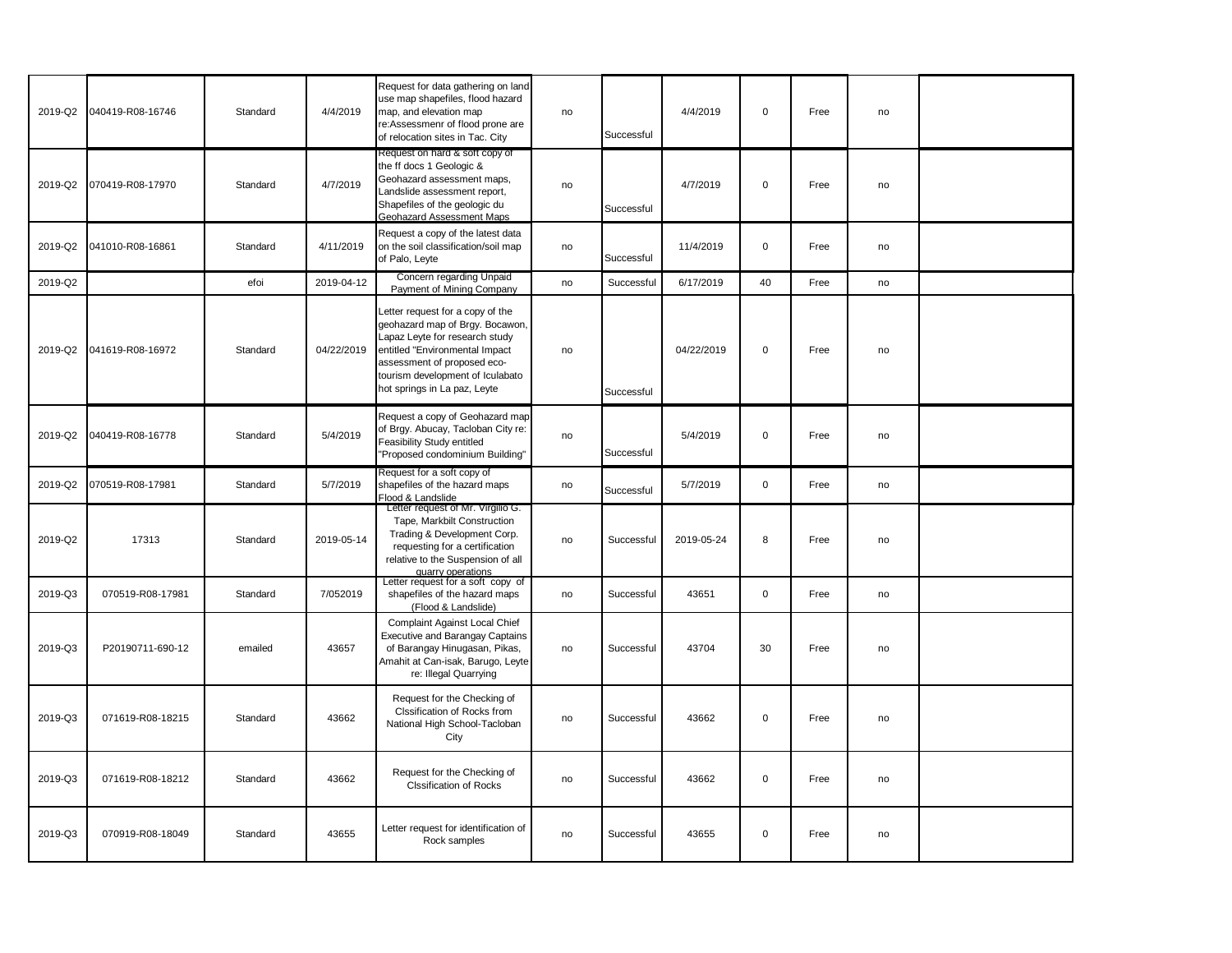| | | | | | | | | | | | |
|---|---|---|---|---|---|---|---|---|---|---|---|
| 2019-Q2 | 040419-R08-16746 | Standard | 4/4/2019 | Request for data gathering on land use map shapefiles, flood hazard map, and elevation map re:Assessmenr of flood prone are of relocation sites in Tac. City | no | Successful | 4/4/2019 | 0 | Free | no | |
| 2019-Q2 | 070419-R08-17970 | Standard | 4/7/2019 | Request on hard & soft copy of the ff docs 1 Geologic & Geohazard assessment maps, Landslide assessment report, Shapefiles of the geologic du Geohazard Assessment Maps | no | Successful | 4/7/2019 | 0 | Free | no | |
| 2019-Q2 | 041010-R08-16861 | Standard | 4/11/2019 | Request a copy of the latest data on the soil classification/soil map of Palo, Leyte | no | Successful | 11/4/2019 | 0 | Free | no | |
| 2019-Q2 | | efoi | 2019-04-12 | Concern regarding Unpaid Payment of Mining Company | no | Successful | 6/17/2019 | 40 | Free | no | |
| 2019-Q2 | 041619-R08-16972 | Standard | 04/22/2019 | Letter request for a copy of the geohazard map of Brgy. Bocawon, Lapaz Leyte for research study entitled "Environmental Impact assessment of proposed eco-tourism development of Iculabato hot springs in La paz, Leyte | no | Successful | 04/22/2019 | 0 | Free | no | |
| 2019-Q2 | 040419-R08-16778 | Standard | 5/4/2019 | Request a copy of Geohazard map of Brgy. Abucay, Tacloban City re: Feasibility Study entitled "Proposed condominium Building" | no | Successful | 5/4/2019 | 0 | Free | no | |
| 2019-Q2 | 070519-R08-17981 | Standard | 5/7/2019 | Request for a soft copy of shapefiles of the hazard maps Flood & Landslide | no | Successful | 5/7/2019 | 0 | Free | no | |
| 2019-Q2 | 17313 | Standard | 2019-05-14 | Letter request of Mr. Virgilio G. Tape, Markbilt Construction Trading & Development Corp. requesting for a certification relative to the Suspension of all quarry operations | no | Successful | 2019-05-24 | 8 | Free | no | |
| 2019-Q3 | 070519-R08-17981 | Standard | 7/052019 | Letter request for a soft copy of shapefiles of the hazard maps (Flood & Landslide) | no | Successful | 43651 | 0 | Free | no | |
| 2019-Q3 | P20190711-690-12 | emailed | 43657 | Complaint Against Local Chief Executive and Barangay Captains of Barangay Hinugasan, Pikas, Amahit at Can-isak, Barugo, Leyte re: Illegal Quarrying | no | Successful | 43704 | 30 | Free | no | |
| 2019-Q3 | 071619-R08-18215 | Standard | 43662 | Request for the Checking of Clssification of Rocks from National High School-Tacloban City | no | Successful | 43662 | 0 | Free | no | |
| 2019-Q3 | 071619-R08-18212 | Standard | 43662 | Request for the Checking of Clssification of Rocks | no | Successful | 43662 | 0 | Free | no | |
| 2019-Q3 | 070919-R08-18049 | Standard | 43655 | Letter request for identification of Rock samples | no | Successful | 43655 | 0 | Free | no | |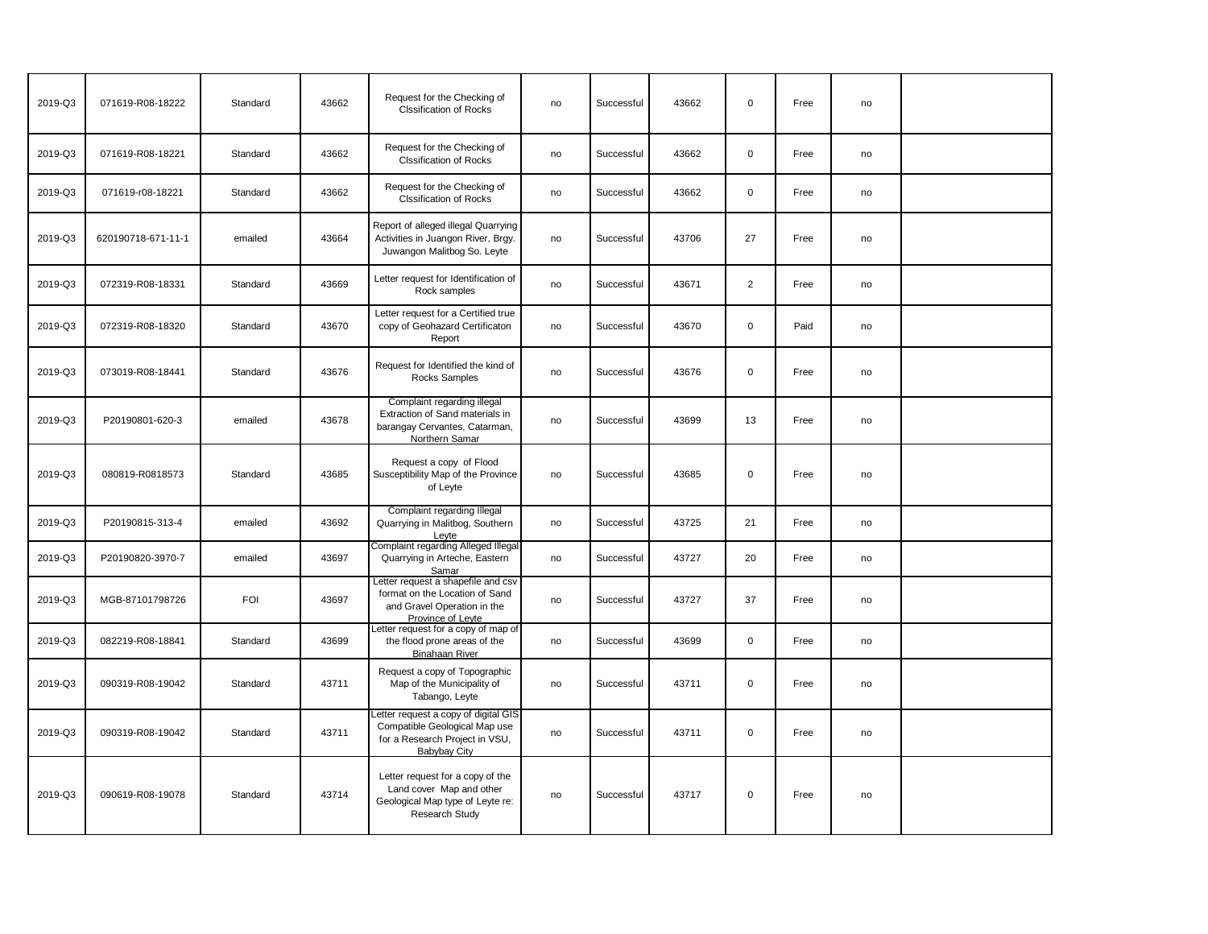| | | | | | | | | | | | |
|---|---|---|---|---|---|---|---|---|---|---|---|
| 2019-Q3 | 071619-R08-18222 | Standard | 43662 | Request for the Checking of Clssification of Rocks | no | Successful | 43662 | 0 | Free | no | |
| 2019-Q3 | 071619-R08-18221 | Standard | 43662 | Request for the Checking of Clssification of Rocks | no | Successful | 43662 | 0 | Free | no | |
| 2019-Q3 | 071619-r08-18221 | Standard | 43662 | Request for the Checking of Clssification of Rocks | no | Successful | 43662 | 0 | Free | no | |
| 2019-Q3 | 620190718-671-11-1 | emailed | 43664 | Report of alleged illegal Quarrying Activities in Juangon River, Brgy. Juwangon Malitbog So. Leyte | no | Successful | 43706 | 27 | Free | no | |
| 2019-Q3 | 072319-R08-18331 | Standard | 43669 | Letter request for Identification of Rock samples | no | Successful | 43671 | 2 | Free | no | |
| 2019-Q3 | 072319-R08-18320 | Standard | 43670 | Letter request for a Certified true copy of Geohazard Certificaton Report | no | Successful | 43670 | 0 | Paid | no | |
| 2019-Q3 | 073019-R08-18441 | Standard | 43676 | Request for Identified the kind of Rocks Samples | no | Successful | 43676 | 0 | Free | no | |
| 2019-Q3 | P20190801-620-3 | emailed | 43678 | Complaint regarding illegal Extraction of Sand materials in barangay Cervantes, Catarman, Northern Samar | no | Successful | 43699 | 13 | Free | no | |
| 2019-Q3 | 080819-R0818573 | Standard | 43685 | Request a copy of Flood Susceptibility Map of the Province of Leyte | no | Successful | 43685 | 0 | Free | no | |
| 2019-Q3 | P20190815-313-4 | emailed | 43692 | Complaint regarding Illegal Quarrying in Malitbog, Southern Leyte | no | Successful | 43725 | 21 | Free | no | |
| 2019-Q3 | P20190820-3970-7 | emailed | 43697 | Complaint regarding Alleged Illegal Quarrying in Arteche, Eastern Samar | no | Successful | 43727 | 20 | Free | no | |
| 2019-Q3 | MGB-87101798726 | FOI | 43697 | Letter request a shapefile and csv format on the Location of Sand and Gravel Operation in the Province of Leyte | no | Successful | 43727 | 37 | Free | no | |
| 2019-Q3 | 082219-R08-18841 | Standard | 43699 | Letter request for a copy of map of the flood prone areas of the Binahaan River | no | Successful | 43699 | 0 | Free | no | |
| 2019-Q3 | 090319-R08-19042 | Standard | 43711 | Request a copy of Topographic Map of the Municipality of Tabango, Leyte | no | Successful | 43711 | 0 | Free | no | |
| 2019-Q3 | 090319-R08-19042 | Standard | 43711 | Letter request a copy of digital GIS Compatible Geological Map use for a Research Project in VSU, Babybay City | no | Successful | 43711 | 0 | Free | no | |
| 2019-Q3 | 090619-R08-19078 | Standard | 43714 | Letter request for a copy of the Land cover Map and other Geological Map type of Leyte re: Research Study | no | Successful | 43717 | 0 | Free | no | |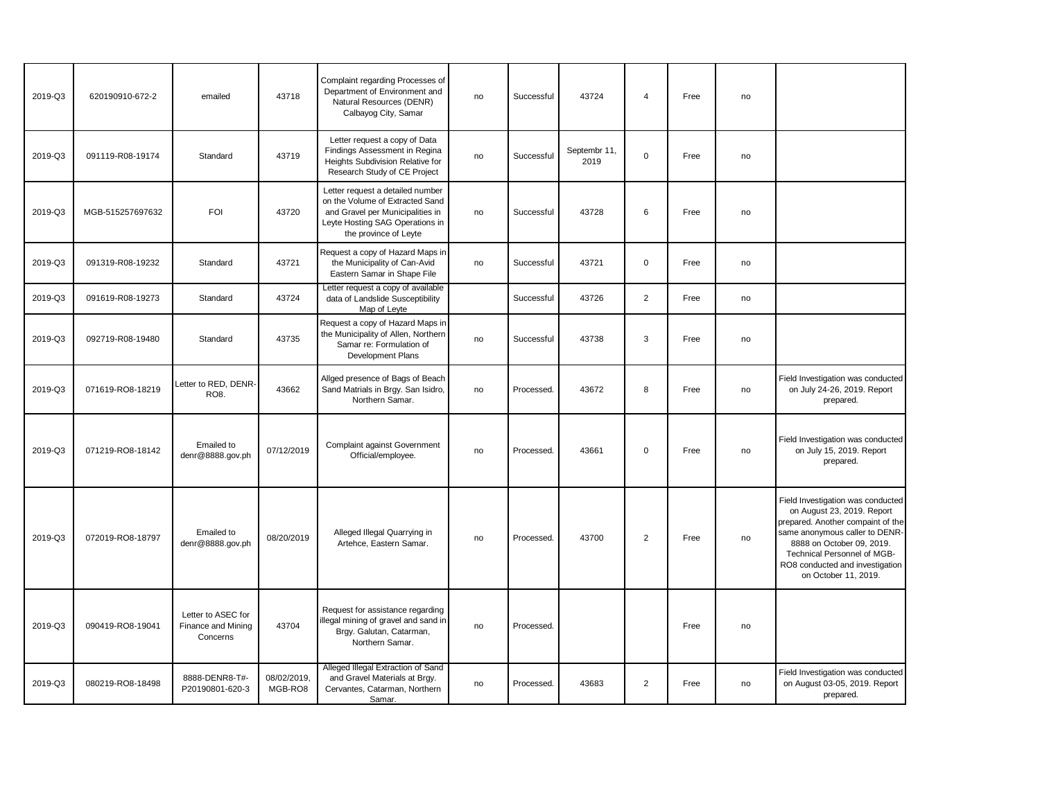| | | | | | | | | | | | |
|---|---|---|---|---|---|---|---|---|---|---|---|
| 2019-Q3 | 620190910-672-2 | emailed | 43718 | Complaint regarding Processes of Department of Environment and Natural Resources (DENR) Calbayog City, Samar | no | Successful | 43724 | 4 | Free | no | |
| 2019-Q3 | 091119-R08-19174 | Standard | 43719 | Letter request a copy of Data Findings Assessment in Regina Heights Subdivision Relative for Research Study of CE Project | no | Successful | Septembr 11, 2019 | 0 | Free | no | |
| 2019-Q3 | MGB-515257697632 | FOI | 43720 | Letter request a detailed number on the Volume of Extracted Sand and Gravel per Municipalities in Leyte Hosting SAG Operations in the province of Leyte | no | Successful | 43728 | 6 | Free | no | |
| 2019-Q3 | 091319-R08-19232 | Standard | 43721 | Request a copy of Hazard Maps in the Municipality of Can-Avid Eastern Samar in Shape File | no | Successful | 43721 | 0 | Free | no | |
| 2019-Q3 | 091619-R08-19273 | Standard | 43724 | Letter request a copy of available data of Landslide Susceptibility Map of Leyte | | Successful | 43726 | 2 | Free | no | |
| 2019-Q3 | 092719-R08-19480 | Standard | 43735 | Request a copy of Hazard Maps in the Municipality of Allen, Northern Samar re: Formulation of Development Plans | no | Successful | 43738 | 3 | Free | no | |
| 2019-Q3 | 071619-RO8-18219 | Letter to RED, DENR-RO8. | 43662 | Allged presence of Bags of Beach Sand Matrials in Brgy. San Isidro, Northern Samar. | no | Processed. | 43672 | 8 | Free | no | Field Investigation was conducted on July 24-26, 2019. Report prepared. |
| 2019-Q3 | 071219-RO8-18142 | Emailed to denr@8888.gov.ph | 07/12/2019 | Complaint against Government Official/employee. | no | Processed. | 43661 | 0 | Free | no | Field Investigation was conducted on July 15, 2019. Report prepared. |
| 2019-Q3 | 072019-RO8-18797 | Emailed to denr@8888.gov.ph | 08/20/2019 | Alleged Illegal Quarrying in Artehce, Eastern Samar. | no | Processed. | 43700 | 2 | Free | no | Field Investigation was conducted on August 23, 2019. Report prepared. Another compaint of the same anonymous caller to DENR-8888 on October 09, 2019. Technical Personnel of MGB-RO8 conducted and investigation on October 11, 2019. |
| 2019-Q3 | 090419-RO8-19041 | Letter to ASEC for Finance and Mining Concerns | 43704 | Request for assistance regarding illegal mining of gravel and sand in Brgy. Galutan, Catarman, Northern Samar. | no | Processed. | | | Free | no | |
| 2019-Q3 | 080219-RO8-18498 | 8888-DENR8-T#-P20190801-620-3 | 08/02/2019, MGB-RO8 | Alleged Illegal Extraction of Sand and Gravel Materials at Brgy. Cervantes, Catarman, Northern Samar. | no | Processed. | 43683 | 2 | Free | no | Field Investigation was conducted on August 03-05, 2019. Report prepared. |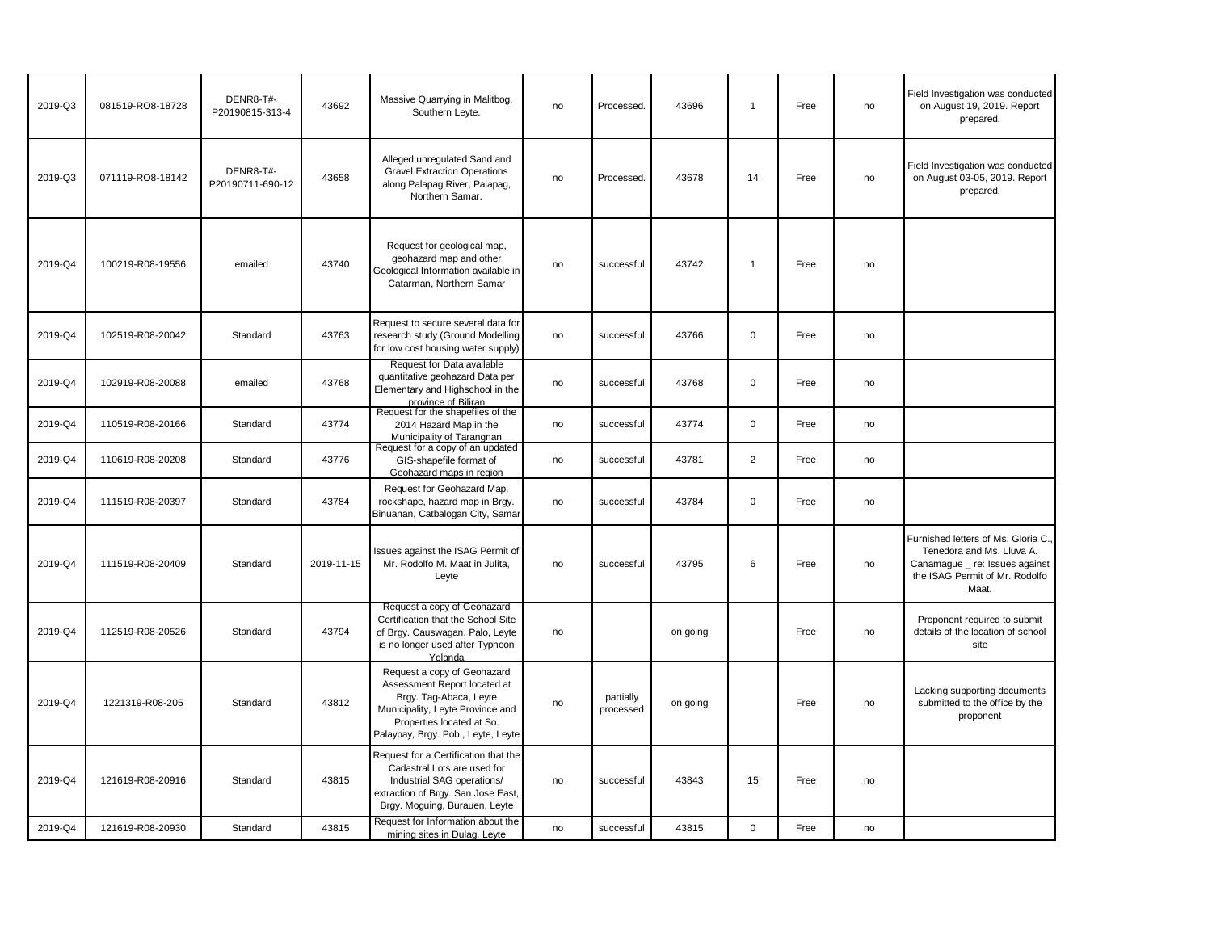| 2019-Q3 | 081519-RO8-18728 | DENR8-T#-P20190815-313-4 | 43692 | Massive Quarrying in Malitbog, Southern Leyte. | no | Processed. | 43696 | 1 | Free | no | Field Investigation was conducted on August 19, 2019. Report prepared. |
|---|---|---|---|---|---|---|---|---|---|---|---|
| 2019-Q3 | 071119-RO8-18142 | DENR8-T#-P20190711-690-12 | 43658 | Alleged unregulated Sand and Gravel Extraction Operations along Palapag River, Palapag, Northern Samar. | no | Processed. | 43678 | 14 | Free | no | Field Investigation was conducted on August 03-05, 2019. Report prepared. |
| 2019-Q4 | 100219-R08-19556 | emailed | 43740 | Request for geological map, geohazard map and other Geological Information available in Catarman, Northern Samar | no | successful | 43742 | 1 | Free | no | |
| 2019-Q4 | 102519-R08-20042 | Standard | 43763 | Request to secure several data for research study (Ground Modelling for low cost housing water supply) | no | successful | 43766 | 0 | Free | no | |
| 2019-Q4 | 102919-R08-20088 | emailed | 43768 | Request for Data available quantitative geohazard Data per Elementary and Highschool in the province of Biliran | no | successful | 43768 | 0 | Free | no | |
| 2019-Q4 | 110519-R08-20166 | Standard | 43774 | Request for the shapefiles of the 2014 Hazard Map in the Municipality of Tarangnan | no | successful | 43774 | 0 | Free | no | |
| 2019-Q4 | 110619-R08-20208 | Standard | 43776 | Request for a copy of an updated GIS-shapefile format of Geohazard maps in region | no | successful | 43781 | 2 | Free | no | |
| 2019-Q4 | 111519-R08-20397 | Standard | 43784 | Request for Geohazard Map, rockshape, hazard map in Brgy. Binuanan, Catbalogan City, Samar | no | successful | 43784 | 0 | Free | no | |
| 2019-Q4 | 111519-R08-20409 | Standard | 2019-11-15 | Issues against the ISAG Permit of Mr. Rodolfo M. Maat in Julita, Leyte | no | successful | 43795 | 6 | Free | no | Furnished letters of Ms. Gloria C., Tenedora and Ms. Lluva A. Canamague _ re: Issues against the ISAG Permit of Mr. Rodolfo Maat. |
| 2019-Q4 | 112519-R08-20526 | Standard | 43794 | Request a copy of Geohazard Certification that the School Site of Brgy. Causwagan, Palo, Leyte is no longer used after Typhoon Yolanda | no | | on going | | Free | no | Proponent required to submit details of the location of school site |
| 2019-Q4 | 1221319-R08-205 | Standard | 43812 | Request a copy of Geohazard Assessment Report located at Brgy. Tag-Abaca, Leyte Municipality, Leyte Province and Properties located at So. Palaypay, Brgy. Pob., Leyte, Leyte | no | partially processed | on going | | Free | no | Lacking supporting documents submitted to the office by the proponent |
| 2019-Q4 | 121619-R08-20916 | Standard | 43815 | Request for a Certification that the Cadastral Lots are used for Industrial SAG operations/ extraction of Brgy. San Jose East, Brgy. Moguing, Burauen, Leyte | no | successful | 43843 | 15 | Free | no | |
| 2019-Q4 | 121619-R08-20930 | Standard | 43815 | Request for Information about the mining sites in Dulag, Leyte | no | successful | 43815 | 0 | Free | no | |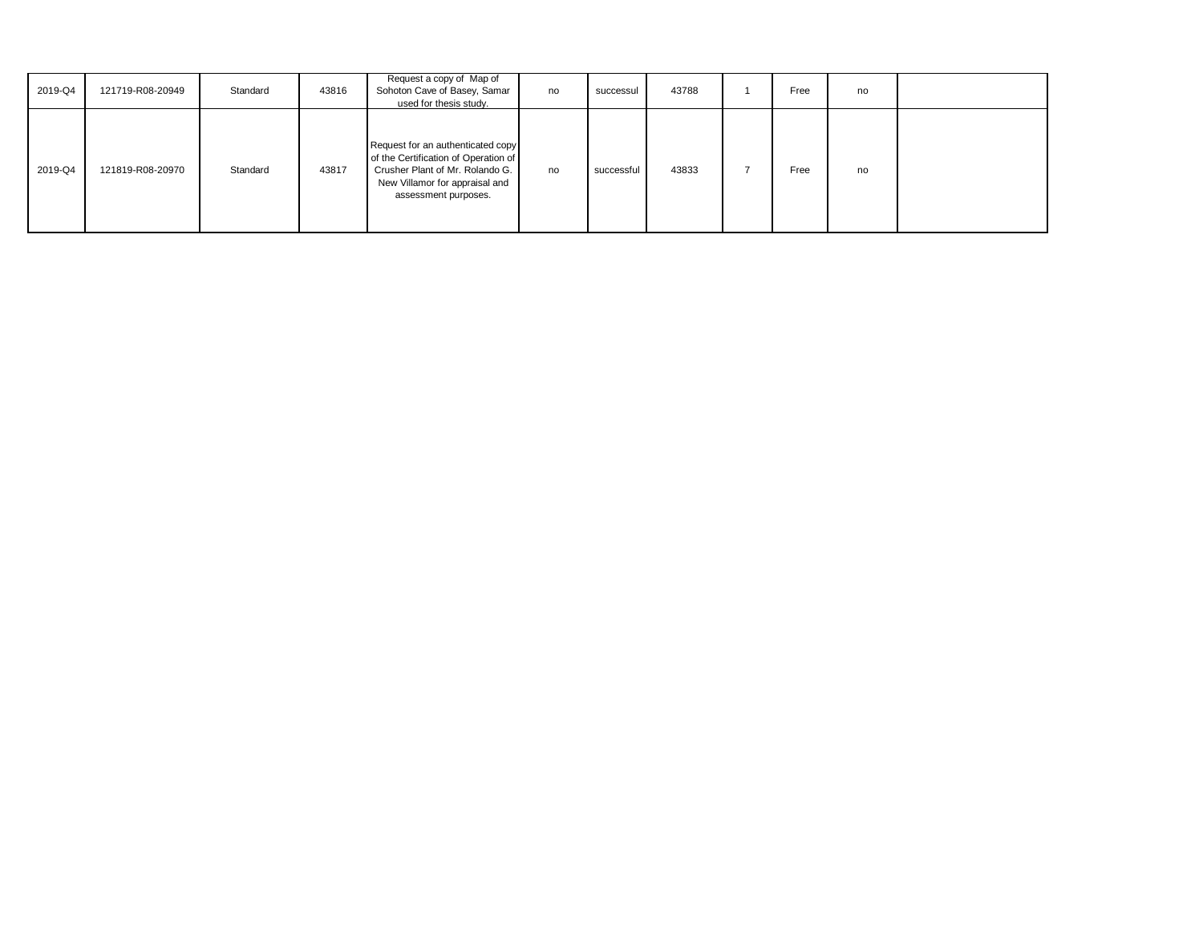| | | | | | | | | | | | |
|---|---|---|---|---|---|---|---|---|---|---|---|
| 2019-Q4 | 121719-R08-20949 | Standard | 43816 | Request a copy of Map of Sohoton Cave of Basey, Samar used for thesis study. | no | successul | 43788 | 1 | Free | no | |
| 2019-Q4 | 121819-R08-20970 | Standard | 43817 | Request for an authenticated copy of the Certification of Operation of Crusher Plant of Mr. Rolando G. New Villamor for appraisal and assessment purposes. | no | successful | 43833 | 7 | Free | no | |